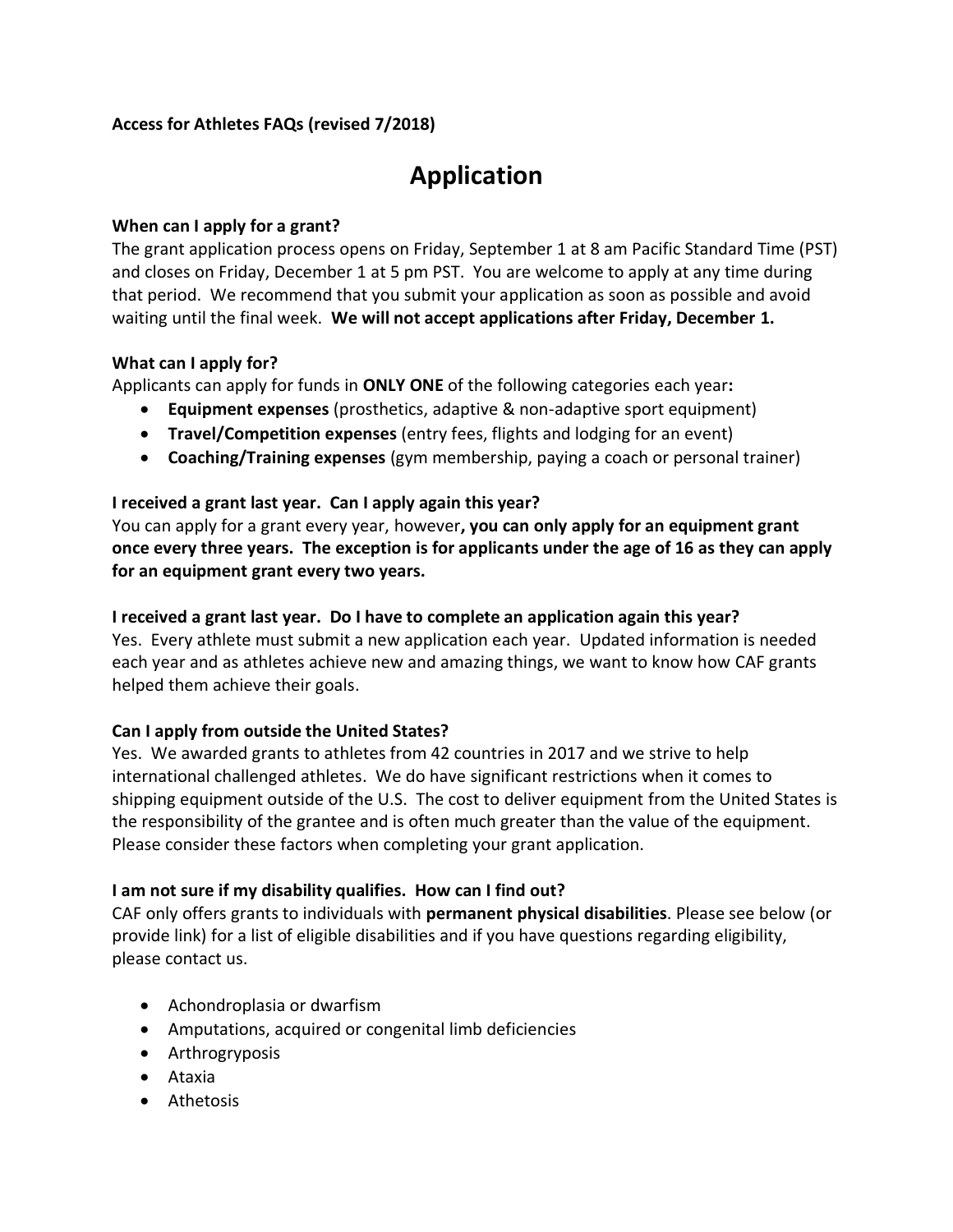**Access for Athletes FAQs (revised 7/2018)**

# Application

**When can I apply for a grant?**
The grant application process opens on Friday, September 1 at 8 am Pacific Standard Time (PST) and closes on Friday, December 1 at 5 pm PST. You are welcome to apply at any time during that period. We recommend that you submit your application as soon as possible and avoid waiting until the final week. **We will not accept applications after Friday, December 1.**

**What can I apply for?**
Applicants can apply for funds in **ONLY ONE** of the following categories each year**:**

- **Equipment expenses** (prosthetics, adaptive & non-adaptive sport equipment)
- **Travel/Competition expenses** (entry fees, flights and lodging for an event)
- **Coaching/Training expenses** (gym membership, paying a coach or personal trainer)

**I received a grant last year. Can I apply again this year?**
You can apply for a grant every year, however**, you can only apply for an equipment grant once every three years. The exception is for applicants under the age of 16 as they can apply for an equipment grant every two years.**

**I received a grant last year. Do I have to complete an application again this year?**
Yes. Every athlete must submit a new application each year. Updated information is needed each year and as athletes achieve new and amazing things, we want to know how CAF grants helped them achieve their goals.

**Can I apply from outside the United States?**
Yes. We awarded grants to athletes from 42 countries in 2017 and we strive to help international challenged athletes. We do have significant restrictions when it comes to shipping equipment outside of the U.S. The cost to deliver equipment from the United States is the responsibility of the grantee and is often much greater than the value of the equipment. Please consider these factors when completing your grant application.

**I am not sure if my disability qualifies. How can I find out?**
CAF only offers grants to individuals with **permanent physical disabilities**. Please see below (or provide link) for a list of eligible disabilities and if you have questions regarding eligibility, please contact us.

- Achondroplasia or dwarfism
- Amputations, acquired or congenital limb deficiencies
- Arthrogryposis
- Ataxia
- Athetosis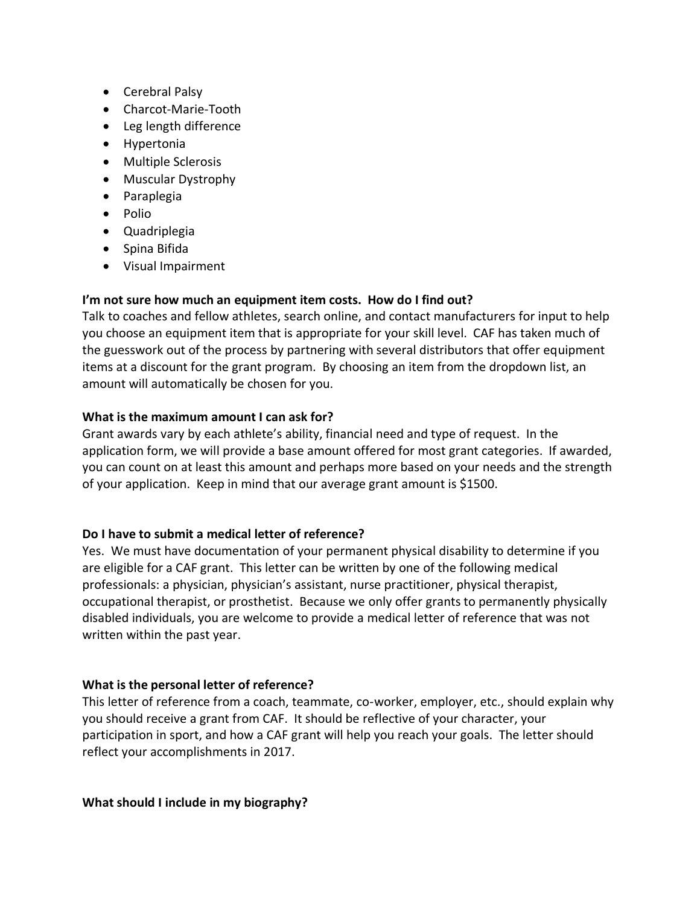- Cerebral Palsy
- Charcot-Marie-Tooth
- Leg length difference
- Hypertonia
- Multiple Sclerosis
- Muscular Dystrophy
- Paraplegia
- Polio
- Quadriplegia
- Spina Bifida
- Visual Impairment

**I'm not sure how much an equipment item costs. How do I find out?**

Talk to coaches and fellow athletes, search online, and contact manufacturers for input to help you choose an equipment item that is appropriate for your skill level. CAF has taken much of the guesswork out of the process by partnering with several distributors that offer equipment items at a discount for the grant program. By choosing an item from the dropdown list, an amount will automatically be chosen for you.

**What is the maximum amount I can ask for?**

Grant awards vary by each athlete's ability, financial need and type of request. In the application form, we will provide a base amount offered for most grant categories. If awarded, you can count on at least this amount and perhaps more based on your needs and the strength of your application. Keep in mind that our average grant amount is $1500.

**Do I have to submit a medical letter of reference?**

Yes. We must have documentation of your permanent physical disability to determine if you are eligible for a CAF grant. This letter can be written by one of the following medical professionals: a physician, physician's assistant, nurse practitioner, physical therapist, occupational therapist, or prosthetist. Because we only offer grants to permanently physically disabled individuals, you are welcome to provide a medical letter of reference that was not written within the past year.

**What is the personal letter of reference?**

This letter of reference from a coach, teammate, co-worker, employer, etc., should explain why you should receive a grant from CAF. It should be reflective of your character, your participation in sport, and how a CAF grant will help you reach your goals. The letter should reflect your accomplishments in 2017.

**What should I include in my biography?**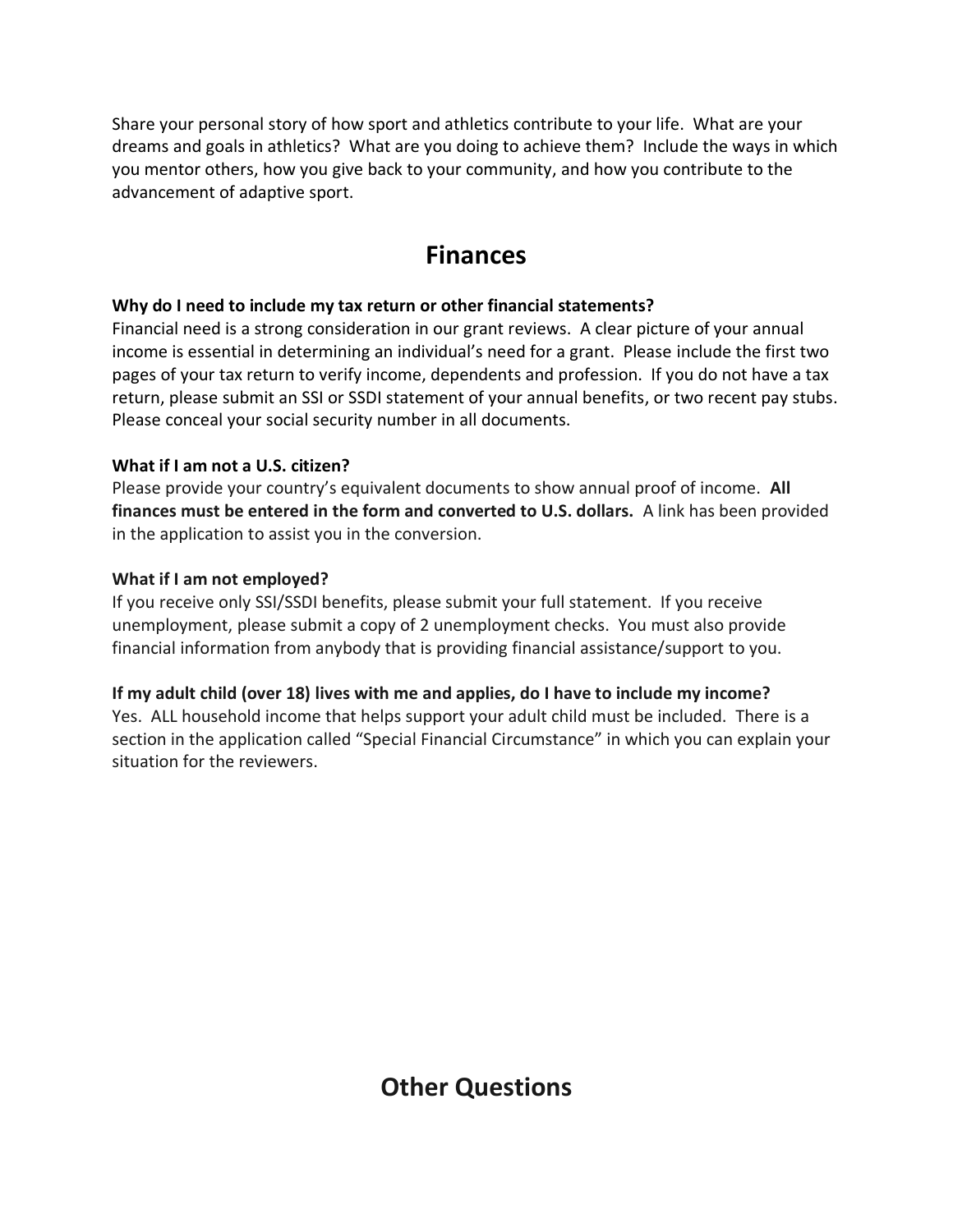Share your personal story of how sport and athletics contribute to your life. What are your dreams and goals in athletics? What are you doing to achieve them? Include the ways in which you mentor others, how you give back to your community, and how you contribute to the advancement of adaptive sport.

## Finances

**Why do I need to include my tax return or other financial statements?**
Financial need is a strong consideration in our grant reviews. A clear picture of your annual income is essential in determining an individual's need for a grant. Please include the first two pages of your tax return to verify income, dependents and profession. If you do not have a tax return, please submit an SSI or SSDI statement of your annual benefits, or two recent pay stubs. Please conceal your social security number in all documents.

**What if I am not a U.S. citizen?**
Please provide your country's equivalent documents to show annual proof of income. **All finances must be entered in the form and converted to U.S. dollars.** A link has been provided in the application to assist you in the conversion.

**What if I am not employed?**
If you receive only SSI/SSDI benefits, please submit your full statement. If you receive unemployment, please submit a copy of 2 unemployment checks. You must also provide financial information from anybody that is providing financial assistance/support to you.

**If my adult child (over 18) lives with me and applies, do I have to include my income?**
Yes. ALL household income that helps support your adult child must be included. There is a section in the application called "Special Financial Circumstance" in which you can explain your situation for the reviewers.

## Other Questions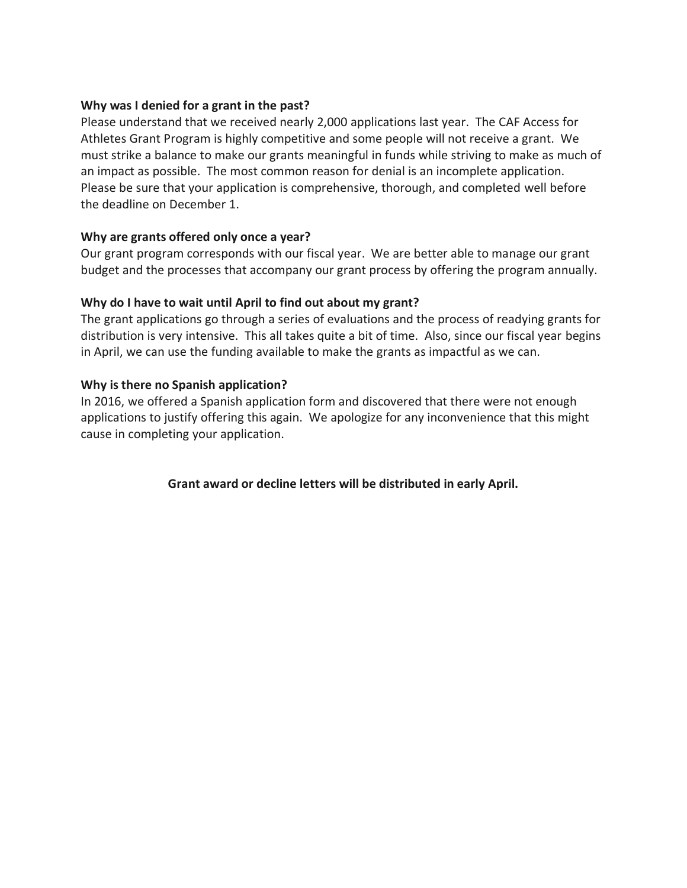**Why was I denied for a grant in the past?**

Please understand that we received nearly 2,000 applications last year. The CAF Access for Athletes Grant Program is highly competitive and some people will not receive a grant. We must strike a balance to make our grants meaningful in funds while striving to make as much of an impact as possible. The most common reason for denial is an incomplete application. Please be sure that your application is comprehensive, thorough, and completed well before the deadline on December 1.

**Why are grants offered only once a year?**

Our grant program corresponds with our fiscal year. We are better able to manage our grant budget and the processes that accompany our grant process by offering the program annually.

**Why do I have to wait until April to find out about my grant?**

The grant applications go through a series of evaluations and the process of readying grants for distribution is very intensive. This all takes quite a bit of time. Also, since our fiscal year begins in April, we can use the funding available to make the grants as impactful as we can.

**Why is there no Spanish application?**

In 2016, we offered a Spanish application form and discovered that there were not enough applications to justify offering this again. We apologize for any inconvenience that this might cause in completing your application.

**Grant award or decline letters will be distributed in early April.**